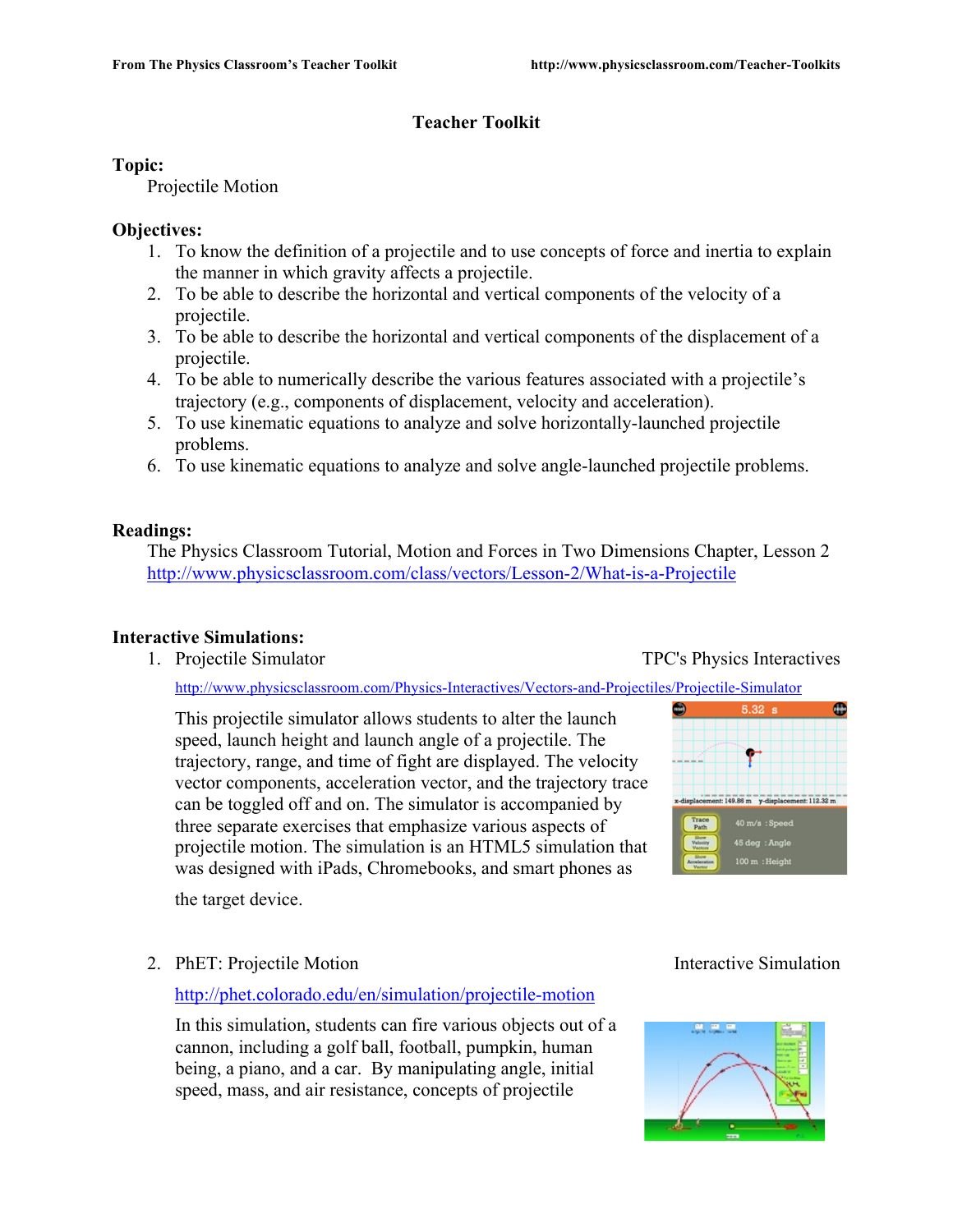# Teacher Toolkit

## Topic:

Projectile Motion

## Objectives:

1. To know the definition of a projectile and to use concepts of force and inertia to explain the manner in which gravity affects a projectile.
2. To be able to describe the horizontal and vertical components of the velocity of a projectile.
3. To be able to describe the horizontal and vertical components of the displacement of a projectile.
4. To be able to numerically describe the various features associated with a projectile's trajectory (e.g., components of displacement, velocity and acceleration).
5. To use kinematic equations to analyze and solve horizontally-launched projectile problems.
6. To use kinematic equations to analyze and solve angle-launched projectile problems.

## Readings:

The Physics Classroom Tutorial, Motion and Forces in Two Dimensions Chapter, Lesson 2
http://www.physicsclassroom.com/class/vectors/Lesson-2/What-is-a-Projectile

## Interactive Simulations:

1. Projectile Simulator — TPC's Physics Interactives

   http://www.physicsclassroom.com/Physics-Interactives/Vectors-and-Projectiles/Projectile-Simulator

   This projectile simulator allows students to alter the launch speed, launch height and launch angle of a projectile. The trajectory, range, and time of fight are displayed. The velocity vector components, acceleration vector, and the trajectory trace can be toggled off and on. The simulator is accompanied by three separate exercises that emphasize various aspects of projectile motion. The simulation is an HTML5 simulation that was designed with iPads, Chromebooks, and smart phones as the target device.

2. PhET: Projectile Motion — Interactive Simulation

   http://phet.colorado.edu/en/simulation/projectile-motion

   In this simulation, students can fire various objects out of a cannon, including a golf ball, football, pumpkin, human being, a piano, and a car. By manipulating angle, initial speed, mass, and air resistance, concepts of projectile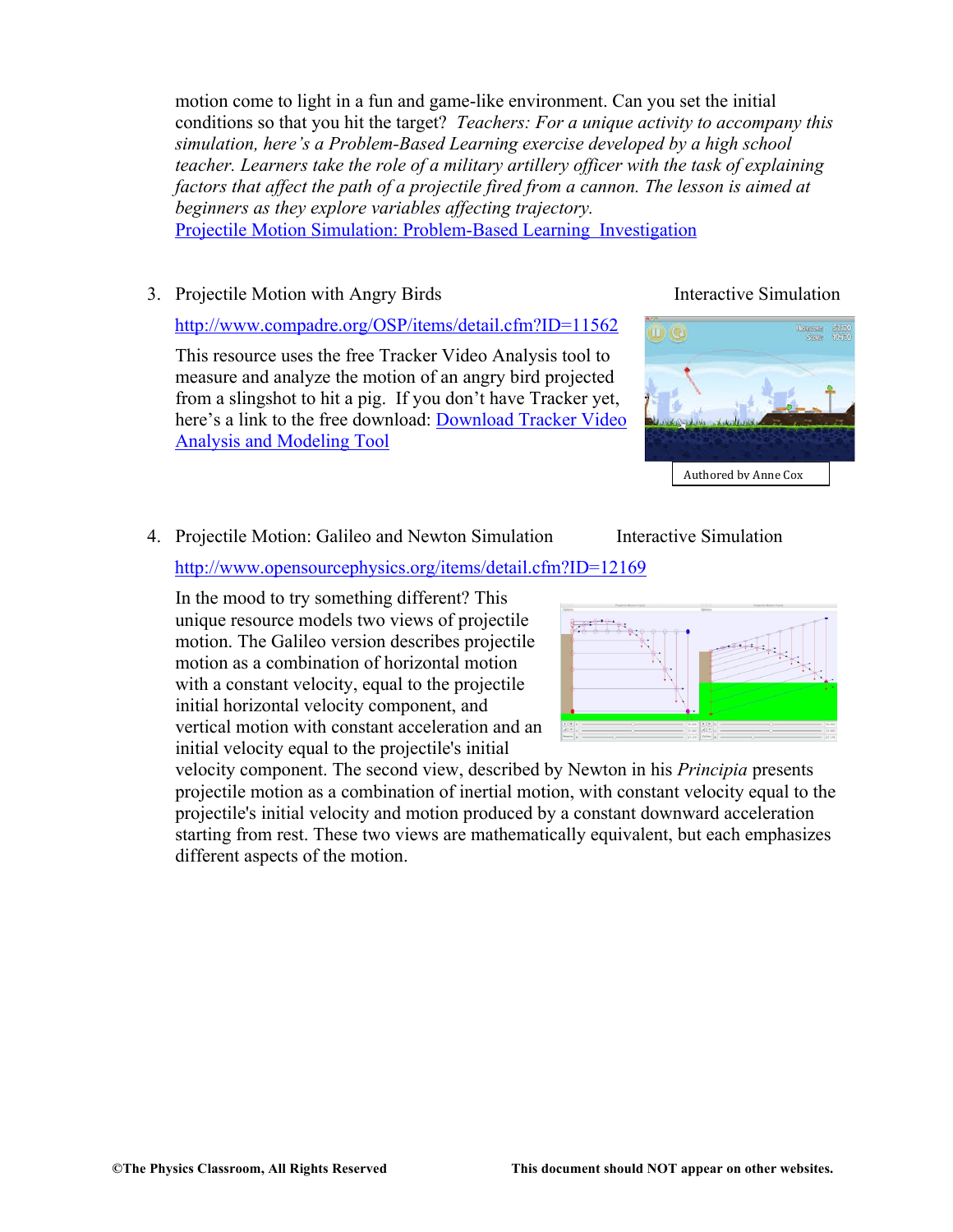motion come to light in a fun and game-like environment. Can you set the initial conditions so that you hit the target? *Teachers: For a unique activity to accompany this simulation, here's a Problem-Based Learning exercise developed by a high school teacher. Learners take the role of a military artillery officer with the task of explaining factors that affect the path of a projectile fired from a cannon. The lesson is aimed at beginners as they explore variables affecting trajectory.*
[Projectile Motion Simulation: Problem-Based Learning Investigation]

3. Projectile Motion with Angry Birds — Interactive Simulation

   [http://www.compadre.org/OSP/items/detail.cfm?ID=11562]

   This resource uses the free Tracker Video Analysis tool to measure and analyze the motion of an angry bird projected from a slingshot to hit a pig. If you don't have Tracker yet, here's a link to the free download: [Download Tracker Video Analysis and Modeling Tool]

   Authored by Anne Cox

4. Projectile Motion: Galileo and Newton Simulation — Interactive Simulation

   [http://www.opensourcephysics.org/items/detail.cfm?ID=12169]

   In the mood to try something different? This unique resource models two views of projectile motion. The Galileo version describes projectile motion as a combination of horizontal motion with a constant velocity, equal to the projectile initial horizontal velocity component, and vertical motion with constant acceleration and an initial velocity equal to the projectile's initial velocity component. The second view, described by Newton in his *Principia* presents projectile motion as a combination of inertial motion, with constant velocity equal to the projectile's initial velocity and motion produced by a constant downward acceleration starting from rest. These two views are mathematically equivalent, but each emphasizes different aspects of the motion.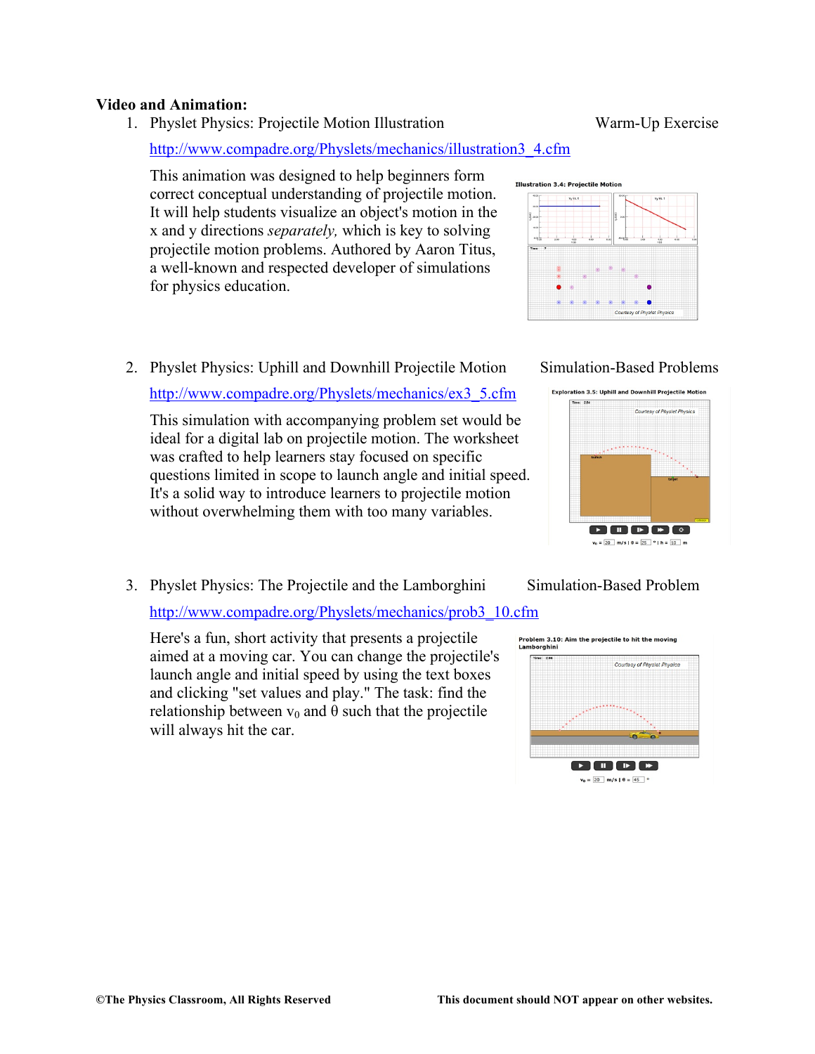**Video and Animation:**

1. Physlet Physics: Projectile Motion Illustration — Warm-Up Exercise

   http://www.compadre.org/Physlets/mechanics/illustration3_4.cfm

   This animation was designed to help beginners form correct conceptual understanding of projectile motion. It will help students visualize an object's motion in the x and y directions *separately,* which is key to solving projectile motion problems. Authored by Aaron Titus, a well-known and respected developer of simulations for physics education.

2. Physlet Physics: Uphill and Downhill Projectile Motion — Simulation-Based Problems

   http://www.compadre.org/Physlets/mechanics/ex3_5.cfm

   This simulation with accompanying problem set would be ideal for a digital lab on projectile motion. The worksheet was crafted to help learners stay focused on specific questions limited in scope to launch angle and initial speed. It's a solid way to introduce learners to projectile motion without overwhelming them with too many variables.

3. Physlet Physics: The Projectile and the Lamborghini — Simulation-Based Problem

   http://www.compadre.org/Physlets/mechanics/prob3_10.cfm

   Here's a fun, short activity that presents a projectile aimed at a moving car. You can change the projectile's launch angle and initial speed by using the text boxes and clicking "set values and play." The task: find the relationship between $v_0$ and $\theta$ such that the projectile will always hit the car.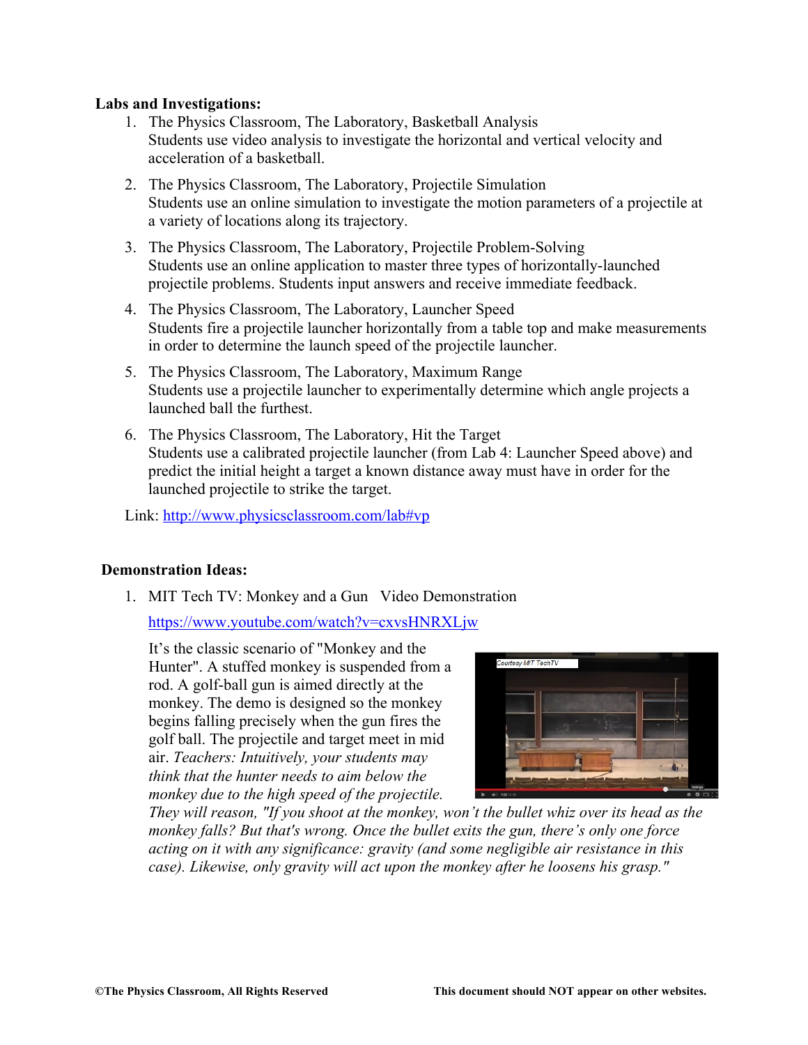**Labs and Investigations:**

1. The Physics Classroom, The Laboratory, Basketball Analysis
   Students use video analysis to investigate the horizontal and vertical velocity and acceleration of a basketball.

2. The Physics Classroom, The Laboratory, Projectile Simulation
   Students use an online simulation to investigate the motion parameters of a projectile at a variety of locations along its trajectory.

3. The Physics Classroom, The Laboratory, Projectile Problem-Solving
   Students use an online application to master three types of horizontally-launched projectile problems. Students input answers and receive immediate feedback.

4. The Physics Classroom, The Laboratory, Launcher Speed
   Students fire a projectile launcher horizontally from a table top and make measurements in order to determine the launch speed of the projectile launcher.

5. The Physics Classroom, The Laboratory, Maximum Range
   Students use a projectile launcher to experimentally determine which angle projects a launched ball the furthest.

6. The Physics Classroom, The Laboratory, Hit the Target
   Students use a calibrated projectile launcher (from Lab 4: Launcher Speed above) and predict the initial height a target a known distance away must have in order for the launched projectile to strike the target.

Link: [http://www.physicsclassroom.com/lab#vp](http://www.physicsclassroom.com/lab#vp)

**Demonstration Ideas:**

1. MIT Tech TV: Monkey and a Gun Video Demonstration

   [https://www.youtube.com/watch?v=cxvsHNRXLjw](https://www.youtube.com/watch?v=cxvsHNRXLjw)

   It's the classic scenario of "Monkey and the Hunter". A stuffed monkey is suspended from a rod. A golf-ball gun is aimed directly at the monkey. The demo is designed so the monkey begins falling precisely when the gun fires the golf ball. The projectile and target meet in mid air. *Teachers: Intuitively, your students may think that the hunter needs to aim below the monkey due to the high speed of the projectile. They will reason, "If you shoot at the monkey, won't the bullet whiz over its head as the monkey falls? But that's wrong. Once the bullet exits the gun, there's only one force acting on it with any significance: gravity (and some negligible air resistance in this case). Likewise, only gravity will act upon the monkey after he loosens his grasp."*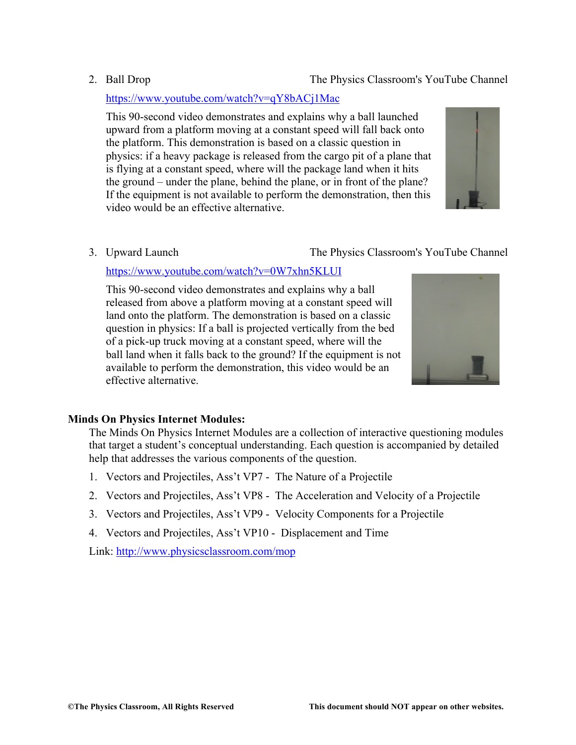2. Ball Drop — The Physics Classroom's YouTube Channel

   https://www.youtube.com/watch?v=qY8bACj1Mac

   This 90-second video demonstrates and explains why a ball launched upward from a platform moving at a constant speed will fall back onto the platform. This demonstration is based on a classic question in physics: if a heavy package is released from the cargo pit of a plane that is flying at a constant speed, where will the package land when it hits the ground – under the plane, behind the plane, or in front of the plane? If the equipment is not available to perform the demonstration, then this video would be an effective alternative.

3. Upward Launch — The Physics Classroom's YouTube Channel

   https://www.youtube.com/watch?v=0W7xhn5KLUI

   This 90-second video demonstrates and explains why a ball released from above a platform moving at a constant speed will land onto the platform. The demonstration is based on a classic question in physics: If a ball is projected vertically from the bed of a pick-up truck moving at a constant speed, where will the ball land when it falls back to the ground? If the equipment is not available to perform the demonstration, this video would be an effective alternative.

**Minds On Physics Internet Modules:**

The Minds On Physics Internet Modules are a collection of interactive questioning modules that target a student's conceptual understanding. Each question is accompanied by detailed help that addresses the various components of the question.

1. Vectors and Projectiles, Ass't VP7 - The Nature of a Projectile
2. Vectors and Projectiles, Ass't VP8 - The Acceleration and Velocity of a Projectile
3. Vectors and Projectiles, Ass't VP9 - Velocity Components for a Projectile
4. Vectors and Projectiles, Ass't VP10 - Displacement and Time

Link: http://www.physicsclassroom.com/mop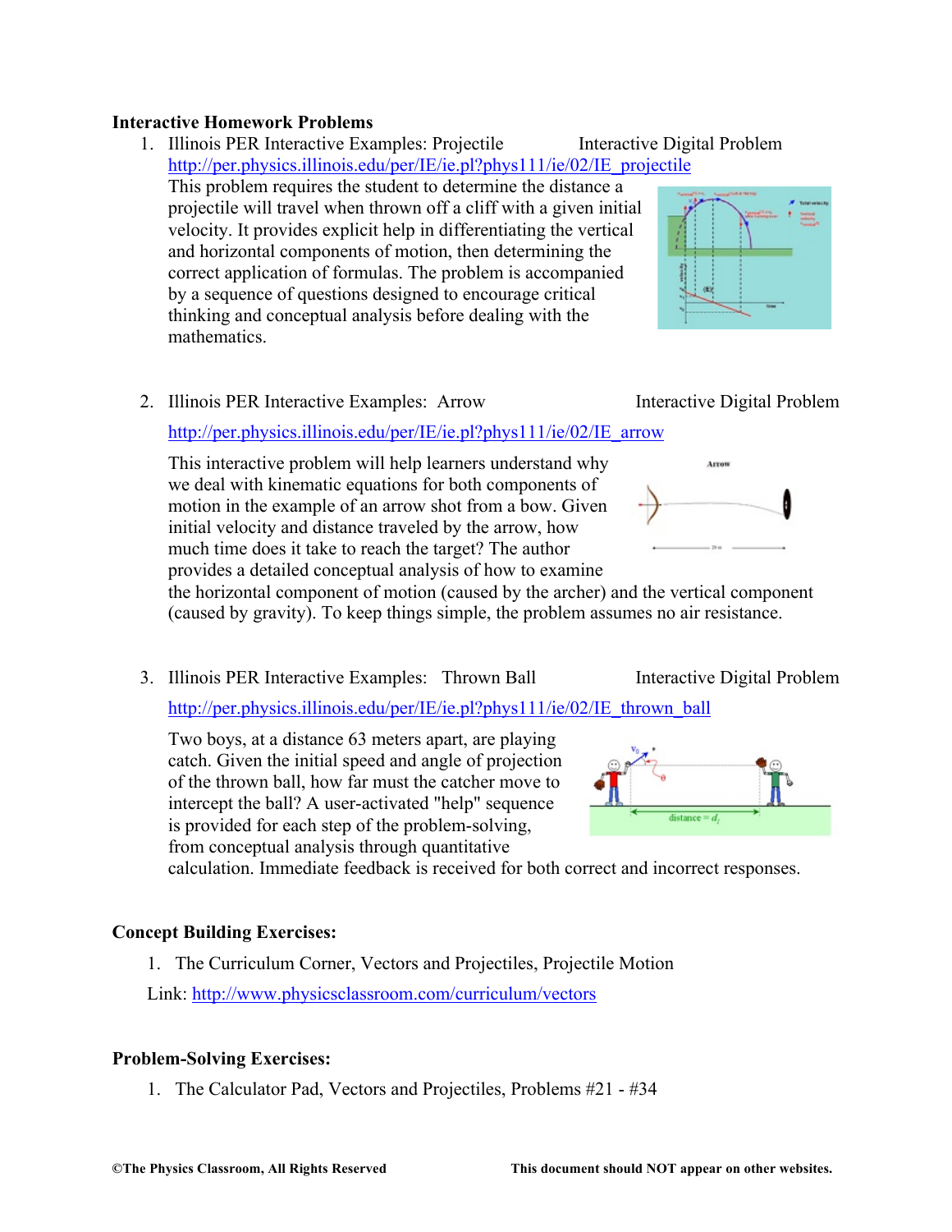**Interactive Homework Problems**

1. Illinois PER Interactive Examples: Projectile Interactive Digital Problem
   http://per.physics.illinois.edu/per/IE/ie.pl?phys111/ie/02/IE_projectile
   This problem requires the student to determine the distance a projectile will travel when thrown off a cliff with a given initial velocity. It provides explicit help in differentiating the vertical and horizontal components of motion, then determining the correct application of formulas. The problem is accompanied by a sequence of questions designed to encourage critical thinking and conceptual analysis before dealing with the mathematics.

2. Illinois PER Interactive Examples: Arrow Interactive Digital Problem
   http://per.physics.illinois.edu/per/IE/ie.pl?phys111/ie/02/IE_arrow
   This interactive problem will help learners understand why we deal with kinematic equations for both components of motion in the example of an arrow shot from a bow. Given initial velocity and distance traveled by the arrow, how much time does it take to reach the target? The author provides a detailed conceptual analysis of how to examine the horizontal component of motion (caused by the archer) and the vertical component (caused by gravity). To keep things simple, the problem assumes no air resistance.

3. Illinois PER Interactive Examples: Thrown Ball Interactive Digital Problem
   http://per.physics.illinois.edu/per/IE/ie.pl?phys111/ie/02/IE_thrown_ball
   Two boys, at a distance 63 meters apart, are playing catch. Given the initial speed and angle of projection of the thrown ball, how far must the catcher move to intercept the ball? A user-activated "help" sequence is provided for each step of the problem-solving, from conceptual analysis through quantitative calculation. Immediate feedback is received for both correct and incorrect responses.

**Concept Building Exercises:**

1. The Curriculum Corner, Vectors and Projectiles, Projectile Motion

Link: http://www.physicsclassroom.com/curriculum/vectors

**Problem-Solving Exercises:**

1. The Calculator Pad, Vectors and Projectiles, Problems #21 - #34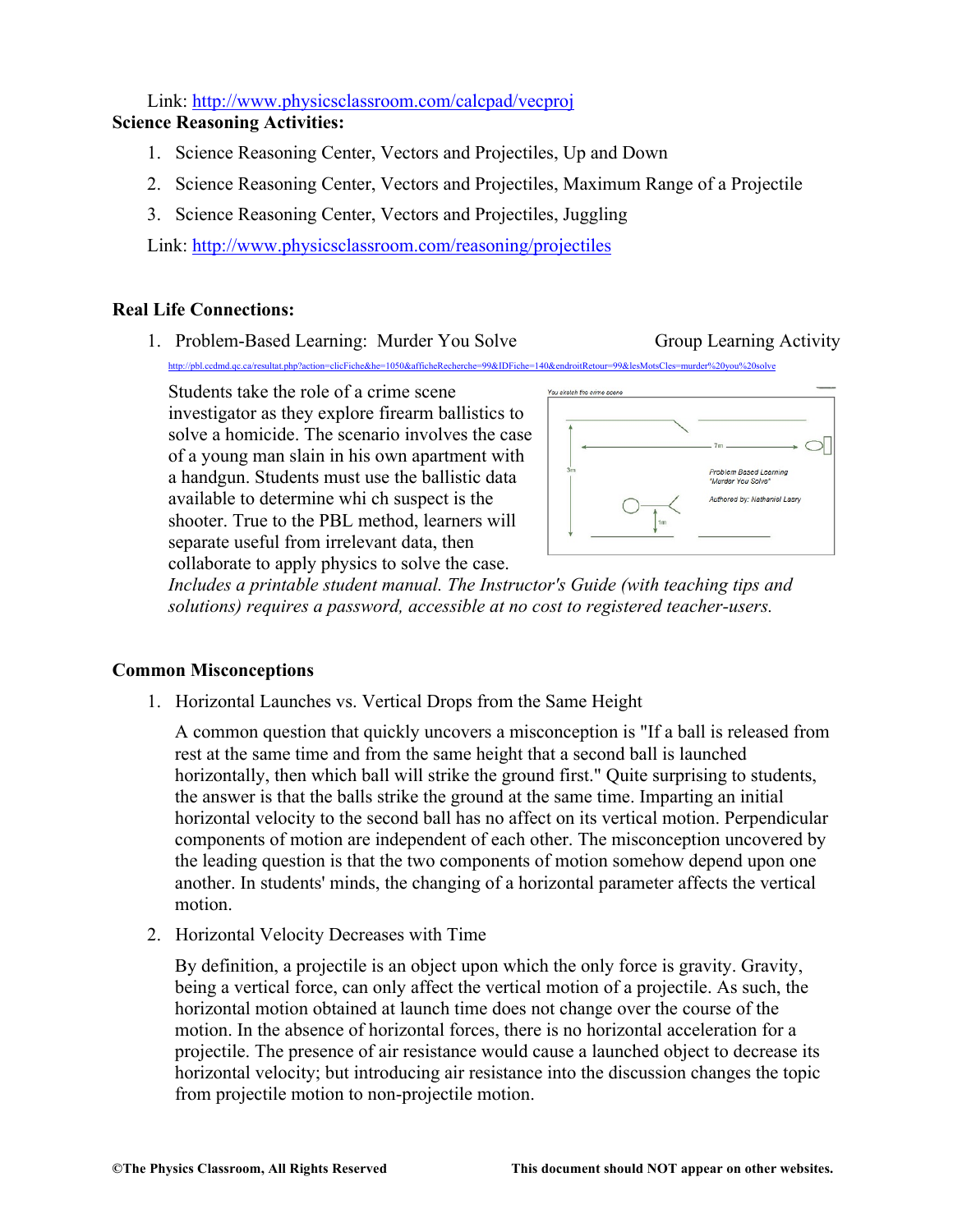Link: http://www.physicsclassroom.com/calcpad/vecproj

**Science Reasoning Activities:**

1. Science Reasoning Center, Vectors and Projectiles, Up and Down
2. Science Reasoning Center, Vectors and Projectiles, Maximum Range of a Projectile
3. Science Reasoning Center, Vectors and Projectiles, Juggling

Link: http://www.physicsclassroom.com/reasoning/projectiles

**Real Life Connections:**

1. Problem-Based Learning: Murder You Solve Group Learning Activity

http://pbl.ccdmd.qc.ca/resultat.php?action=clicFiche&he=1050&afficheRecherche=99&IDFiche=140&endroitRetour=99&lesMotsCles=murder%20you%20solve

Students take the role of a crime scene investigator as they explore firearm ballistics to solve a homicide. The scenario involves the case of a young man slain in his own apartment with a handgun. Students must use the ballistic data available to determine whi ch suspect is the shooter. True to the PBL method, learners will separate useful from irrelevant data, then collaborate to apply physics to solve the case.

*Includes a printable student manual. The Instructor's Guide (with teaching tips and solutions) requires a password, accessible at no cost to registered teacher-users.*

**Common Misconceptions**

1. Horizontal Launches vs. Vertical Drops from the Same Height

   A common question that quickly uncovers a misconception is "If a ball is released from rest at the same time and from the same height that a second ball is launched horizontally, then which ball will strike the ground first." Quite surprising to students, the answer is that the balls strike the ground at the same time. Imparting an initial horizontal velocity to the second ball has no affect on its vertical motion. Perpendicular components of motion are independent of each other. The misconception uncovered by the leading question is that the two components of motion somehow depend upon one another. In students' minds, the changing of a horizontal parameter affects the vertical motion.

2. Horizontal Velocity Decreases with Time

   By definition, a projectile is an object upon which the only force is gravity. Gravity, being a vertical force, can only affect the vertical motion of a projectile. As such, the horizontal motion obtained at launch time does not change over the course of the motion. In the absence of horizontal forces, there is no horizontal acceleration for a projectile. The presence of air resistance would cause a launched object to decrease its horizontal velocity; but introducing air resistance into the discussion changes the topic from projectile motion to non-projectile motion.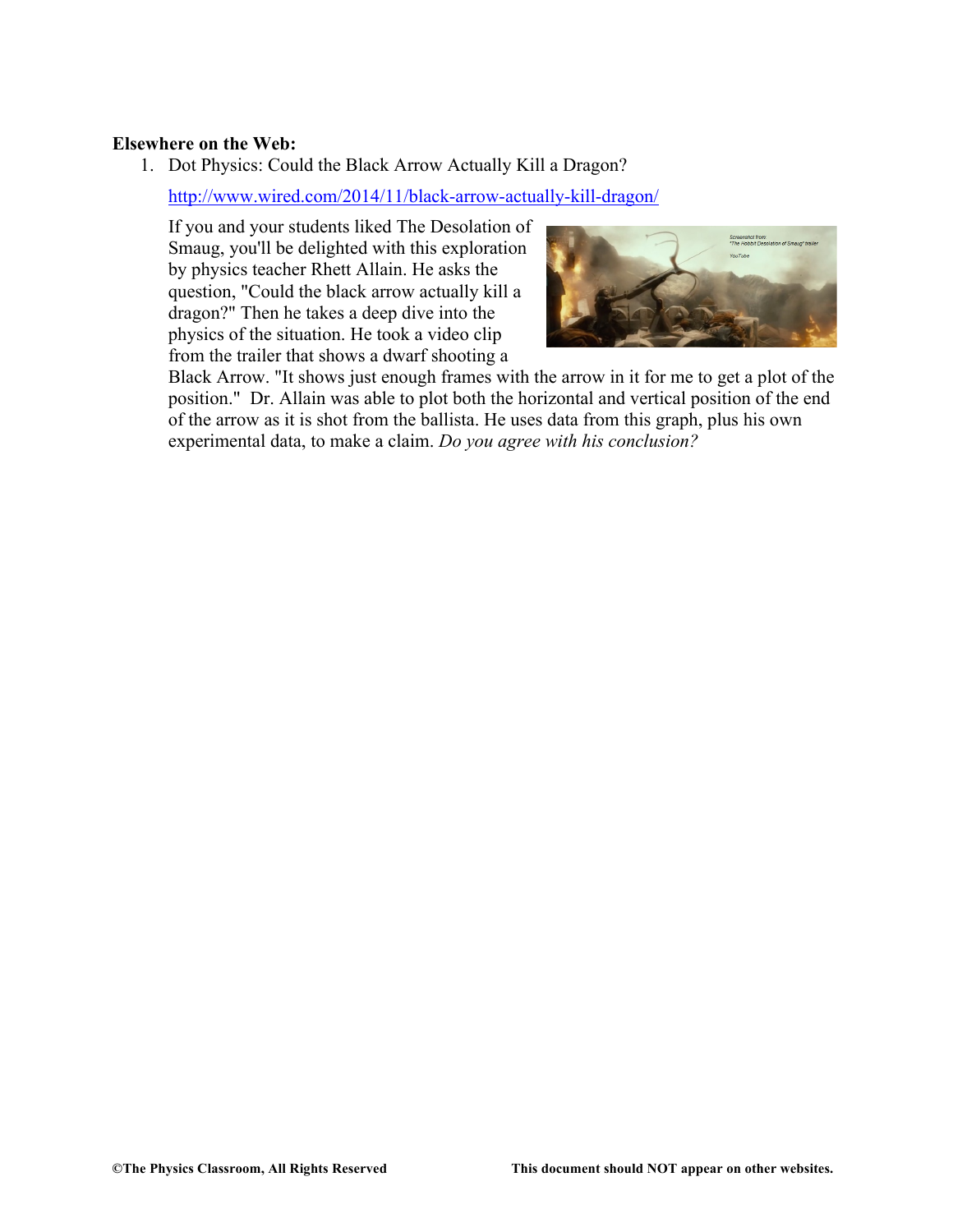**Elsewhere on the Web:**

1. Dot Physics: Could the Black Arrow Actually Kill a Dragon?

   [http://www.wired.com/2014/11/black-arrow-actually-kill-dragon/](http://www.wired.com/2014/11/black-arrow-actually-kill-dragon/)

   If you and your students liked The Desolation of Smaug, you'll be delighted with this exploration by physics teacher Rhett Allain. He asks the question, "Could the black arrow actually kill a dragon?" Then he takes a deep dive into the physics of the situation. He took a video clip from the trailer that shows a dwarf shooting a Black Arrow. "It shows just enough frames with the arrow in it for me to get a plot of the position." Dr. Allain was able to plot both the horizontal and vertical position of the end of the arrow as it is shot from the ballista. He uses data from this graph, plus his own experimental data, to make a claim. *Do you agree with his conclusion?*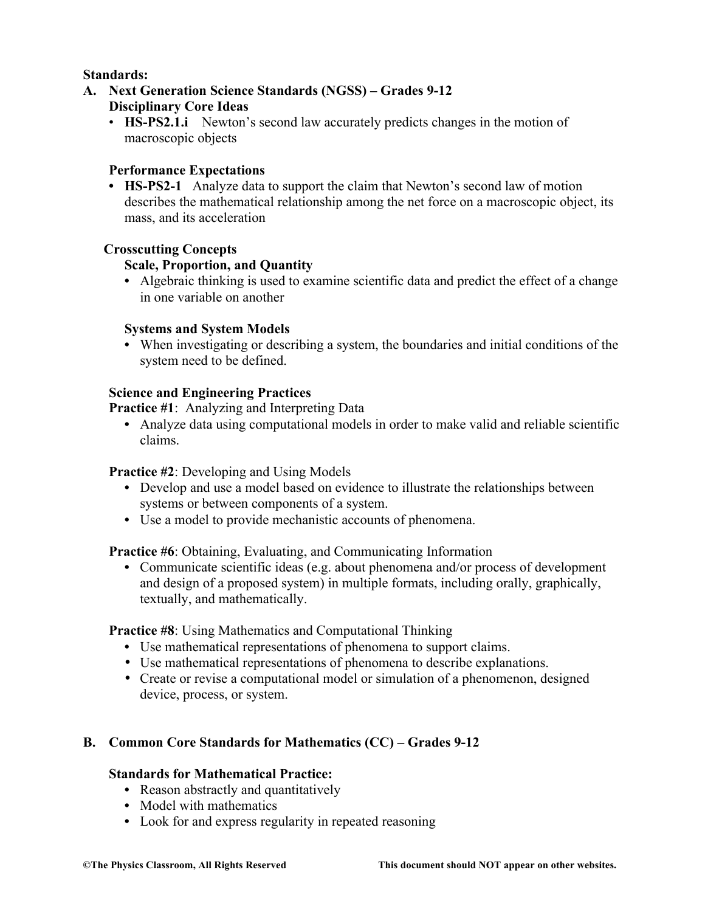**Standards:**

**A. Next Generation Science Standards (NGSS) – Grades 9-12**

**Disciplinary Core Ideas**

- **HS-PS2.1.i** Newton's second law accurately predicts changes in the motion of macroscopic objects

**Performance Expectations**

- **HS-PS2-1** Analyze data to support the claim that Newton's second law of motion describes the mathematical relationship among the net force on a macroscopic object, its mass, and its acceleration

**Crosscutting Concepts**

**Scale, Proportion, and Quantity**

- Algebraic thinking is used to examine scientific data and predict the effect of a change in one variable on another

**Systems and System Models**

- When investigating or describing a system, the boundaries and initial conditions of the system need to be defined.

**Science and Engineering Practices**

**Practice #1**: Analyzing and Interpreting Data

- Analyze data using computational models in order to make valid and reliable scientific claims.

**Practice #2**: Developing and Using Models

- Develop and use a model based on evidence to illustrate the relationships between systems or between components of a system.
- Use a model to provide mechanistic accounts of phenomena.

**Practice #6**: Obtaining, Evaluating, and Communicating Information

- Communicate scientific ideas (e.g. about phenomena and/or process of development and design of a proposed system) in multiple formats, including orally, graphically, textually, and mathematically.

**Practice #8**: Using Mathematics and Computational Thinking

- Use mathematical representations of phenomena to support claims.
- Use mathematical representations of phenomena to describe explanations.
- Create or revise a computational model or simulation of a phenomenon, designed device, process, or system.

**B. Common Core Standards for Mathematics (CC) – Grades 9-12**

**Standards for Mathematical Practice:**

- Reason abstractly and quantitatively
- Model with mathematics
- Look for and express regularity in repeated reasoning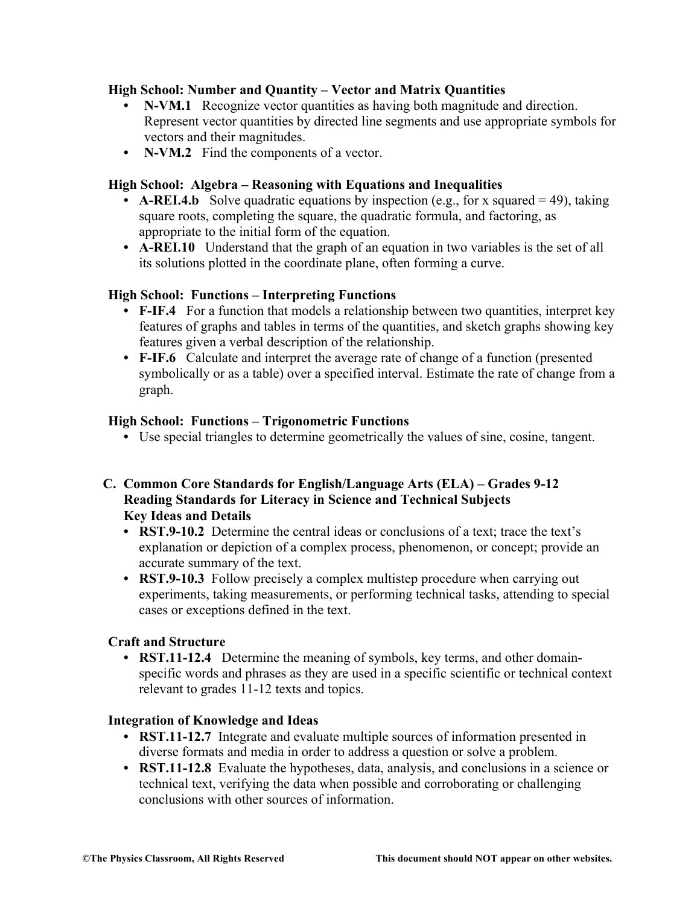**High School: Number and Quantity – Vector and Matrix Quantities**

- **N-VM.1** Recognize vector quantities as having both magnitude and direction. Represent vector quantities by directed line segments and use appropriate symbols for vectors and their magnitudes.
- **N-VM.2** Find the components of a vector.

**High School: Algebra – Reasoning with Equations and Inequalities**

- **A-REI.4.b** Solve quadratic equations by inspection (e.g., for x squared = 49), taking square roots, completing the square, the quadratic formula, and factoring, as appropriate to the initial form of the equation.
- **A-REI.10** Understand that the graph of an equation in two variables is the set of all its solutions plotted in the coordinate plane, often forming a curve.

**High School: Functions – Interpreting Functions**

- **F-IF.4** For a function that models a relationship between two quantities, interpret key features of graphs and tables in terms of the quantities, and sketch graphs showing key features given a verbal description of the relationship.
- **F-IF.6** Calculate and interpret the average rate of change of a function (presented symbolically or as a table) over a specified interval. Estimate the rate of change from a graph.

**High School: Functions – Trigonometric Functions**

- Use special triangles to determine geometrically the values of sine, cosine, tangent.

**C. Common Core Standards for English/Language Arts (ELA) – Grades 9-12**
**Reading Standards for Literacy in Science and Technical Subjects**
**Key Ideas and Details**

- **RST.9-10.2** Determine the central ideas or conclusions of a text; trace the text's explanation or depiction of a complex process, phenomenon, or concept; provide an accurate summary of the text.
- **RST.9-10.3** Follow precisely a complex multistep procedure when carrying out experiments, taking measurements, or performing technical tasks, attending to special cases or exceptions defined in the text.

**Craft and Structure**

- **RST.11-12.4** Determine the meaning of symbols, key terms, and other domain-specific words and phrases as they are used in a specific scientific or technical context relevant to grades 11-12 texts and topics.

**Integration of Knowledge and Ideas**

- **RST.11-12.7** Integrate and evaluate multiple sources of information presented in diverse formats and media in order to address a question or solve a problem.
- **RST.11-12.8** Evaluate the hypotheses, data, analysis, and conclusions in a science or technical text, verifying the data when possible and corroborating or challenging conclusions with other sources of information.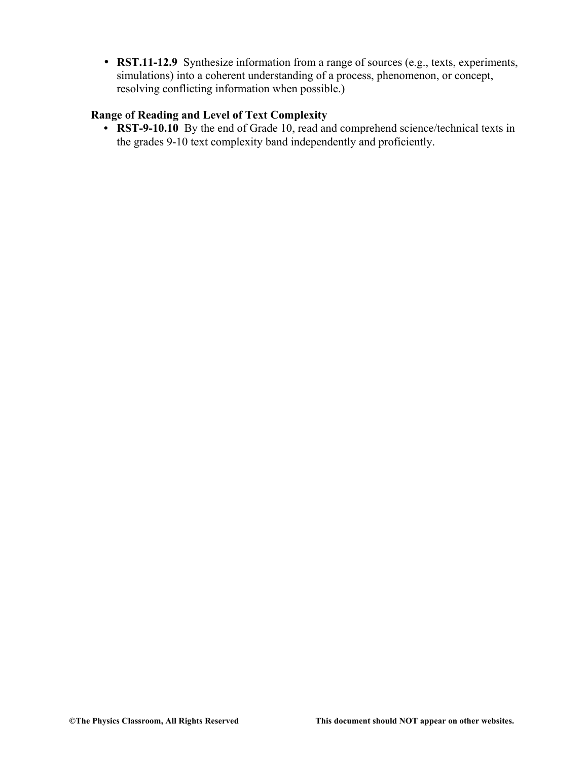- **RST.11-12.9** Synthesize information from a range of sources (e.g., texts, experiments, simulations) into a coherent understanding of a process, phenomenon, or concept, resolving conflicting information when possible.)

**Range of Reading and Level of Text Complexity**

- **RST-9-10.10** By the end of Grade 10, read and comprehend science/technical texts in the grades 9-10 text complexity band independently and proficiently.